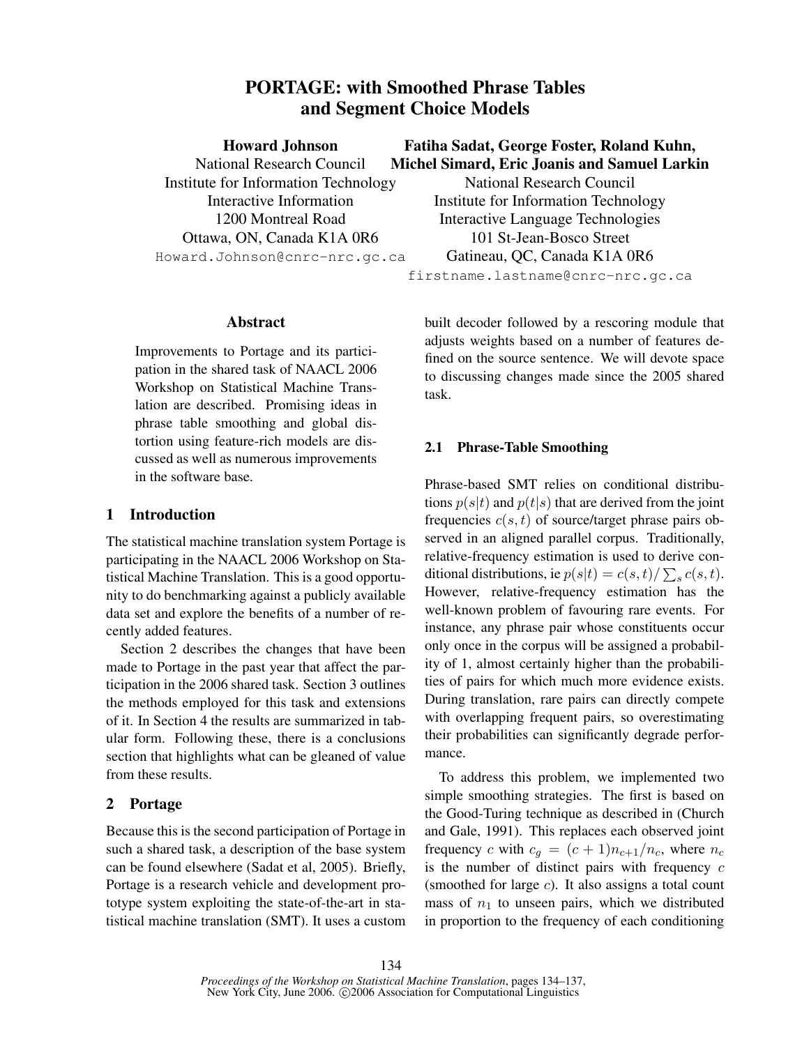# PORTAGE: with Smoothed Phrase Tables and Segment Choice Models

**Howard Johnson**
National Research Council
Institute for Information Technology
Interactive Information
1200 Montreal Road
Ottawa, ON, Canada K1A 0R6
Howard.Johnson@cnrc-nrc.gc.ca

**Fatiha Sadat, George Foster, Roland Kuhn, Michel Simard, Eric Joanis and Samuel Larkin**
National Research Council
Institute for Information Technology
Interactive Language Technologies
101 St-Jean-Bosco Street
Gatineau, QC, Canada K1A 0R6
firstname.lastname@cnrc-nrc.gc.ca

## Abstract

Improvements to Portage and its participation in the shared task of NAACL 2006 Workshop on Statistical Machine Translation are described. Promising ideas in phrase table smoothing and global distortion using feature-rich models are discussed as well as numerous improvements in the software base.

## 1 Introduction

The statistical machine translation system Portage is participating in the NAACL 2006 Workshop on Statistical Machine Translation. This is a good opportunity to do benchmarking against a publicly available data set and explore the benefits of a number of recently added features.

Section 2 describes the changes that have been made to Portage in the past year that affect the participation in the 2006 shared task. Section 3 outlines the methods employed for this task and extensions of it. In Section 4 the results are summarized in tabular form. Following these, there is a conclusions section that highlights what can be gleaned of value from these results.

## 2 Portage

Because this is the second participation of Portage in such a shared task, a description of the base system can be found elsewhere (Sadat et al, 2005). Briefly, Portage is a research vehicle and development prototype system exploiting the state-of-the-art in statistical machine translation (SMT). It uses a custom built decoder followed by a rescoring module that adjusts weights based on a number of features defined on the source sentence. We will devote space to discussing changes made since the 2005 shared task.

### 2.1 Phrase-Table Smoothing

Phrase-based SMT relies on conditional distributions $p(s|t)$ and $p(t|s)$ that are derived from the joint frequencies $c(s,t)$ of source/target phrase pairs observed in an aligned parallel corpus. Traditionally, relative-frequency estimation is used to derive conditional distributions, ie $p(s|t) = c(s,t)/\sum_s c(s,t)$. However, relative-frequency estimation has the well-known problem of favouring rare events. For instance, any phrase pair whose constituents occur only once in the corpus will be assigned a probability of 1, almost certainly higher than the probabilities of pairs for which much more evidence exists. During translation, rare pairs can directly compete with overlapping frequent pairs, so overestimating their probabilities can significantly degrade performance.

To address this problem, we implemented two simple smoothing strategies. The first is based on the Good-Turing technique as described in (Church and Gale, 1991). This replaces each observed joint frequency $c$ with $c_g = (c+1)n_{c+1}/n_c$, where $n_c$ is the number of distinct pairs with frequency $c$ (smoothed for large $c$). It also assigns a total count mass of $n_1$ to unseen pairs, which we distributed in proportion to the frequency of each conditioning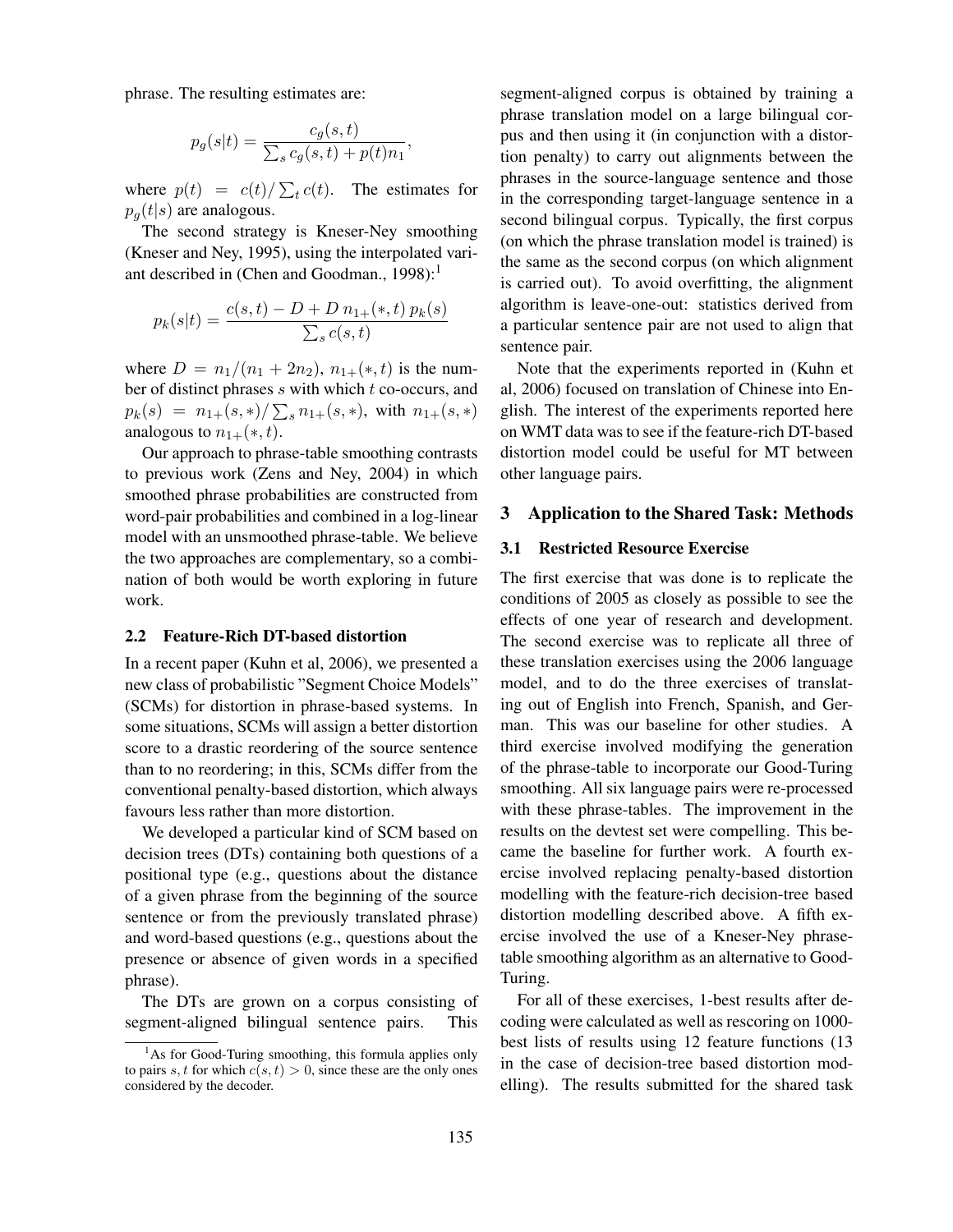phrase. The resulting estimates are:

$$p_g(s|t) = \frac{c_g(s,t)}{\sum_s c_g(s,t) + p(t)n_1},$$

where $p(t) = c(t)/\sum_t c(t)$. The estimates for $p_g(t|s)$ are analogous.

The second strategy is Kneser-Ney smoothing (Kneser and Ney, 1995), using the interpolated variant described in (Chen and Goodman., 1998):[1]

$$p_k(s|t) = \frac{c(s,t) - D + D\, n_{1+}(*,t)\, p_k(s)}{\sum_s c(s,t)}$$

where $D = n_1/(n_1 + 2n_2)$, $n_{1+}(*,t)$ is the number of distinct phrases $s$ with which $t$ co-occurs, and $p_k(s) = n_{1+}(s,*)/\sum_s n_{1+}(s,*)$, with $n_{1+}(s,*)$ analogous to $n_{1+}(*,t)$.

Our approach to phrase-table smoothing contrasts to previous work (Zens and Ney, 2004) in which smoothed phrase probabilities are constructed from word-pair probabilities and combined in a log-linear model with an unsmoothed phrase-table. We believe the two approaches are complementary, so a combination of both would be worth exploring in future work.

### 2.2 Feature-Rich DT-based distortion

In a recent paper (Kuhn et al, 2006), we presented a new class of probabilistic "Segment Choice Models" (SCMs) for distortion in phrase-based systems. In some situations, SCMs will assign a better distortion score to a drastic reordering of the source sentence than to no reordering; in this, SCMs differ from the conventional penalty-based distortion, which always favours less rather than more distortion.

We developed a particular kind of SCM based on decision trees (DTs) containing both questions of a positional type (e.g., questions about the distance of a given phrase from the beginning of the source sentence or from the previously translated phrase) and word-based questions (e.g., questions about the presence or absence of given words in a specified phrase).

The DTs are grown on a corpus consisting of segment-aligned bilingual sentence pairs. This segment-aligned corpus is obtained by training a phrase translation model on a large bilingual corpus and then using it (in conjunction with a distortion penalty) to carry out alignments between the phrases in the source-language sentence and those in the corresponding target-language sentence in a second bilingual corpus. Typically, the first corpus (on which the phrase translation model is trained) is the same as the second corpus (on which alignment is carried out). To avoid overfitting, the alignment algorithm is leave-one-out: statistics derived from a particular sentence pair are not used to align that sentence pair.

Note that the experiments reported in (Kuhn et al, 2006) focused on translation of Chinese into English. The interest of the experiments reported here on WMT data was to see if the feature-rich DT-based distortion model could be useful for MT between other language pairs.

## 3 Application to the Shared Task: Methods

### 3.1 Restricted Resource Exercise

The first exercise that was done is to replicate the conditions of 2005 as closely as possible to see the effects of one year of research and development. The second exercise was to replicate all three of these translation exercises using the 2006 language model, and to do the three exercises of translating out of English into French, Spanish, and German. This was our baseline for other studies. A third exercise involved modifying the generation of the phrase-table to incorporate our Good-Turing smoothing. All six language pairs were re-processed with these phrase-tables. The improvement in the results on the devtest set were compelling. This became the baseline for further work. A fourth exercise involved replacing penalty-based distortion modelling with the feature-rich decision-tree based distortion modelling described above. A fifth exercise involved the use of a Kneser-Ney phrase-table smoothing algorithm as an alternative to Good-Turing.

For all of these exercises, 1-best results after decoding were calculated as well as rescoring on 1000-best lists of results using 12 feature functions (13 in the case of decision-tree based distortion modelling). The results submitted for the shared task

[1] As for Good-Turing smoothing, this formula applies only to pairs $s, t$ for which $c(s,t) > 0$, since these are the only ones considered by the decoder.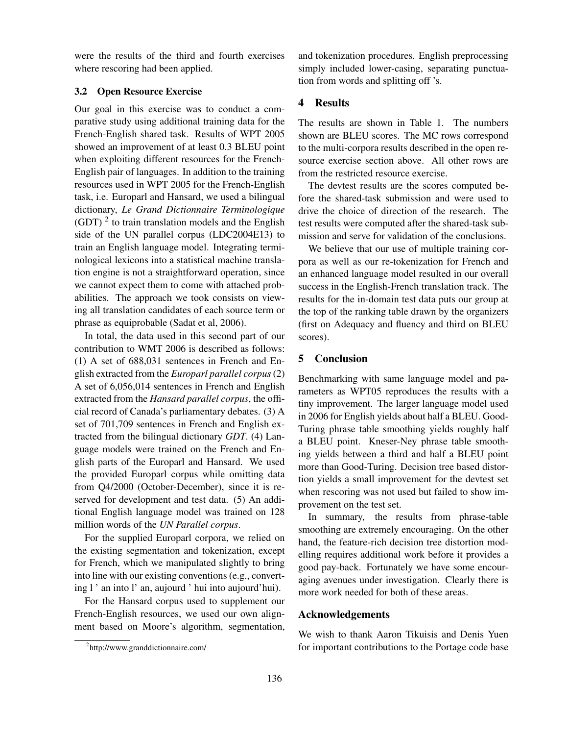were the results of the third and fourth exercises where rescoring had been applied.

### 3.2 Open Resource Exercise

Our goal in this exercise was to conduct a comparative study using additional training data for the French-English shared task. Results of WPT 2005 showed an improvement of at least 0.3 BLEU point when exploiting different resources for the French-English pair of languages. In addition to the training resources used in WPT 2005 for the French-English task, i.e. Europarl and Hansard, we used a bilingual dictionary, *Le Grand Dictionnaire Terminologique* (GDT) [2] to train translation models and the English side of the UN parallel corpus (LDC2004E13) to train an English language model. Integrating terminological lexicons into a statistical machine translation engine is not a straightforward operation, since we cannot expect them to come with attached probabilities. The approach we took consists on viewing all translation candidates of each source term or phrase as equiprobable (Sadat et al, 2006).

In total, the data used in this second part of our contribution to WMT 2006 is described as follows: (1) A set of 688,031 sentences in French and English extracted from the *Europarl parallel corpus* (2) A set of 6,056,014 sentences in French and English extracted from the *Hansard parallel corpus*, the official record of Canada's parliamentary debates. (3) A set of 701,709 sentences in French and English extracted from the bilingual dictionary *GDT*. (4) Language models were trained on the French and English parts of the Europarl and Hansard. We used the provided Europarl corpus while omitting data from Q4/2000 (October-December), since it is reserved for development and test data. (5) An additional English language model was trained on 128 million words of the *UN Parallel corpus*.

For the supplied Europarl corpora, we relied on the existing segmentation and tokenization, except for French, which we manipulated slightly to bring into line with our existing conventions (e.g., converting l ' an into l' an, aujourd ' hui into aujourd'hui).

For the Hansard corpus used to supplement our French-English resources, we used our own alignment based on Moore's algorithm, segmentation, and tokenization procedures. English preprocessing simply included lower-casing, separating punctuation from words and splitting off 's.

## 4 Results

The results are shown in Table 1. The numbers shown are BLEU scores. The MC rows correspond to the multi-corpora results described in the open resource exercise section above. All other rows are from the restricted resource exercise.

The devtest results are the scores computed before the shared-task submission and were used to drive the choice of direction of the research. The test results were computed after the shared-task submission and serve for validation of the conclusions.

We believe that our use of multiple training corpora as well as our re-tokenization for French and an enhanced language model resulted in our overall success in the English-French translation track. The results for the in-domain test data puts our group at the top of the ranking table drawn by the organizers (first on Adequacy and fluency and third on BLEU scores).

## 5 Conclusion

Benchmarking with same language model and parameters as WPT05 reproduces the results with a tiny improvement. The larger language model used in 2006 for English yields about half a BLEU. Good-Turing phrase table smoothing yields roughly half a BLEU point. Kneser-Ney phrase table smoothing yields between a third and half a BLEU point more than Good-Turing. Decision tree based distortion yields a small improvement for the devtest set when rescoring was not used but failed to show improvement on the test set.

In summary, the results from phrase-table smoothing are extremely encouraging. On the other hand, the feature-rich decision tree distortion modelling requires additional work before it provides a good pay-back. Fortunately we have some encouraging avenues under investigation. Clearly there is more work needed for both of these areas.

## Acknowledgements

We wish to thank Aaron Tikuisis and Denis Yuen for important contributions to the Portage code base

[2] http://www.granddictionnaire.com/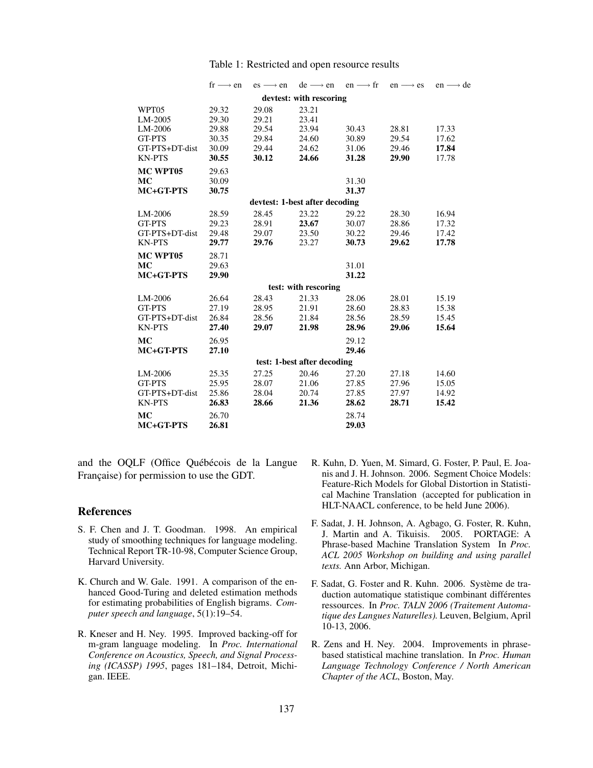Table 1: Restricted and open resource results

| | fr ⟶ en | es ⟶ en | de ⟶ en | en ⟶ fr | en ⟶ es | en ⟶ de |
|---|---|---|---|---|---|---|
| | | | **devtest: with rescoring** | | | |
| WPT05 | 29.32 | 29.08 | 23.21 | | | |
| LM-2005 | 29.30 | 29.21 | 23.41 | | | |
| LM-2006 | 29.88 | 29.54 | 23.94 | 30.43 | 28.81 | 17.33 |
| GT-PTS | 30.35 | 29.84 | 24.60 | 30.89 | 29.54 | 17.62 |
| GT-PTS+DT-dist | 30.09 | 29.44 | 24.62 | 31.06 | 29.46 | **17.84** |
| KN-PTS | **30.55** | **30.12** | **24.66** | **31.28** | **29.90** | 17.78 |
| **MC WPT05** | 29.63 | | | | | |
| **MC** | 30.09 | | | 31.30 | | |
| **MC+GT-PTS** | **30.75** | | | **31.37** | | |
| | | | **devtest: 1-best after decoding** | | | |
| LM-2006 | 28.59 | 28.45 | 23.22 | 29.22 | 28.30 | 16.94 |
| GT-PTS | 29.23 | 28.91 | **23.67** | 30.07 | 28.86 | 17.32 |
| GT-PTS+DT-dist | 29.48 | 29.07 | 23.50 | 30.22 | 29.46 | 17.42 |
| KN-PTS | **29.77** | **29.76** | 23.27 | **30.73** | **29.62** | **17.78** |
| **MC WPT05** | 28.71 | | | | | |
| **MC** | 29.63 | | | 31.01 | | |
| **MC+GT-PTS** | **29.90** | | | **31.22** | | |
| | | | **test: with rescoring** | | | |
| LM-2006 | 26.64 | 28.43 | 21.33 | 28.06 | 28.01 | 15.19 |
| GT-PTS | 27.19 | 28.95 | 21.91 | 28.60 | 28.83 | 15.38 |
| GT-PTS+DT-dist | 26.84 | 28.56 | 21.84 | 28.56 | 28.59 | 15.45 |
| KN-PTS | **27.40** | **29.07** | **21.98** | **28.96** | **29.06** | **15.64** |
| **MC** | 26.95 | | | 29.12 | | |
| **MC+GT-PTS** | **27.10** | | | **29.46** | | |
| | | | **test: 1-best after decoding** | | | |
| LM-2006 | 25.35 | 27.25 | 20.46 | 27.20 | 27.18 | 14.60 |
| GT-PTS | 25.95 | 28.07 | 21.06 | 27.85 | 27.96 | 15.05 |
| GT-PTS+DT-dist | 25.86 | 28.04 | 20.74 | 27.85 | 27.97 | 14.92 |
| KN-PTS | **26.83** | **28.66** | **21.36** | **28.62** | **28.71** | **15.42** |
| **MC** | 26.70 | | | 28.74 | | |
| **MC+GT-PTS** | **26.81** | | | **29.03** | | |

and the OQLF (Office Québécois de la Langue Française) for permission to use the GDT.

## References

S. F. Chen and J. T. Goodman. 1998. An empirical study of smoothing techniques for language modeling. Technical Report TR-10-98, Computer Science Group, Harvard University.

K. Church and W. Gale. 1991. A comparison of the enhanced Good-Turing and deleted estimation methods for estimating probabilities of English bigrams. *Computer speech and language*, 5(1):19–54.

R. Kneser and H. Ney. 1995. Improved backing-off for m-gram language modeling. In *Proc. International Conference on Acoustics, Speech, and Signal Processing (ICASSP) 1995*, pages 181–184, Detroit, Michigan. IEEE.

R. Kuhn, D. Yuen, M. Simard, G. Foster, P. Paul, E. Joanis and J. H. Johnson. 2006. Segment Choice Models: Feature-Rich Models for Global Distortion in Statistical Machine Translation (accepted for publication in HLT-NAACL conference, to be held June 2006).

F. Sadat, J. H. Johnson, A. Agbago, G. Foster, R. Kuhn, J. Martin and A. Tikuisis. 2005. PORTAGE: A Phrase-based Machine Translation System In *Proc. ACL 2005 Workshop on building and using parallel texts.* Ann Arbor, Michigan.

F. Sadat, G. Foster and R. Kuhn. 2006. Système de traduction automatique statistique combinant différentes ressources. In *Proc. TALN 2006 (Traitement Automatique des Langues Naturelles).* Leuven, Belgium, April 10-13, 2006.

R. Zens and H. Ney. 2004. Improvements in phrase-based statistical machine translation. In *Proc. Human Language Technology Conference / North American Chapter of the ACL*, Boston, May.